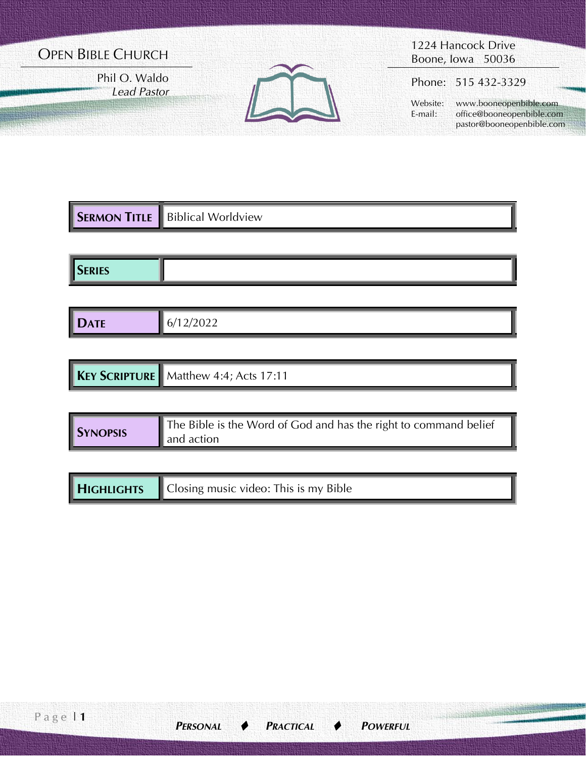OPEN BIBLE CHURCH

Phil O. Waldo
*Lead Pastor*

1224 Hancock Drive
Boone, Iowa 50036

Phone: 515 432-3329

Website: www.booneopenbible.com
E-mail: office@booneopenbible.com
pastor@booneopenbible.com

| | |
|---|---|
| **SERMON TITLE** | Biblical Worldview |
| **SERIES** | |
| **DATE** | 6/12/2022 |
| **KEY SCRIPTURE** | Matthew 4:4; Acts 17:11 |
| **SYNOPSIS** | The Bible is the Word of God and has the right to command belief and action |
| **HIGHLIGHTS** | Closing music video: This is my Bible |

***PERSONAL ♦ PRACTICAL ♦ POWERFUL***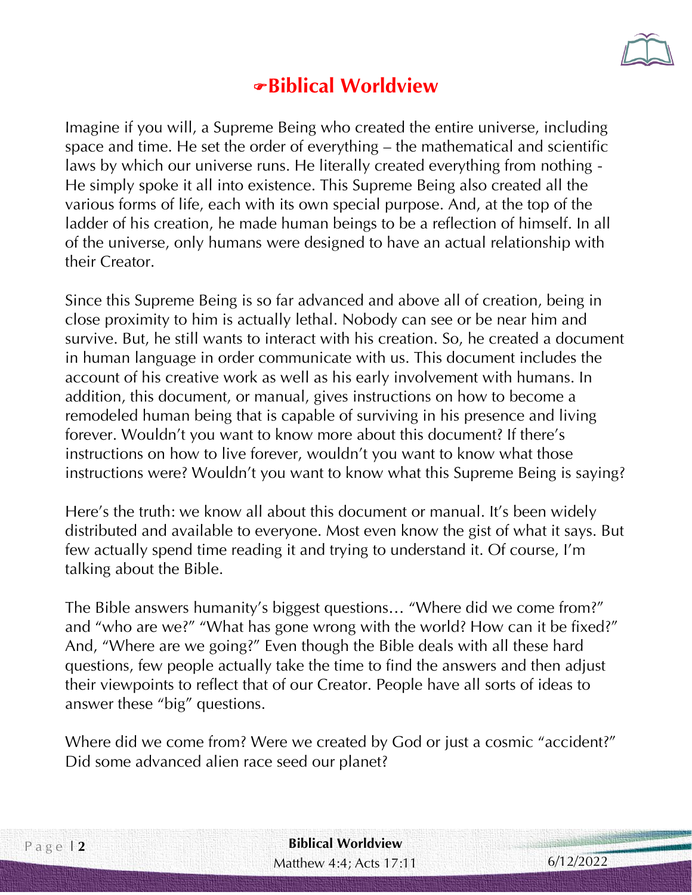## Biblical Worldview

Imagine if you will, a Supreme Being who created the entire universe, including space and time. He set the order of everything – the mathematical and scientific laws by which our universe runs. He literally created everything from nothing - He simply spoke it all into existence. This Supreme Being also created all the various forms of life, each with its own special purpose. And, at the top of the ladder of his creation, he made human beings to be a reflection of himself. In all of the universe, only humans were designed to have an actual relationship with their Creator.

Since this Supreme Being is so far advanced and above all of creation, being in close proximity to him is actually lethal. Nobody can see or be near him and survive. But, he still wants to interact with his creation. So, he created a document in human language in order communicate with us. This document includes the account of his creative work as well as his early involvement with humans. In addition, this document, or manual, gives instructions on how to become a remodeled human being that is capable of surviving in his presence and living forever. Wouldn't you want to know more about this document? If there's instructions on how to live forever, wouldn't you want to know what those instructions were? Wouldn't you want to know what this Supreme Being is saying?

Here's the truth: we know all about this document or manual. It's been widely distributed and available to everyone. Most even know the gist of what it says. But few actually spend time reading it and trying to understand it. Of course, I'm talking about the Bible.

The Bible answers humanity's biggest questions… "Where did we come from?" and "who are we?" "What has gone wrong with the world? How can it be fixed?" And, "Where are we going?" Even though the Bible deals with all these hard questions, few people actually take the time to find the answers and then adjust their viewpoints to reflect that of our Creator. People have all sorts of ideas to answer these "big" questions.

Where did we come from? Were we created by God or just a cosmic "accident?" Did some advanced alien race seed our planet?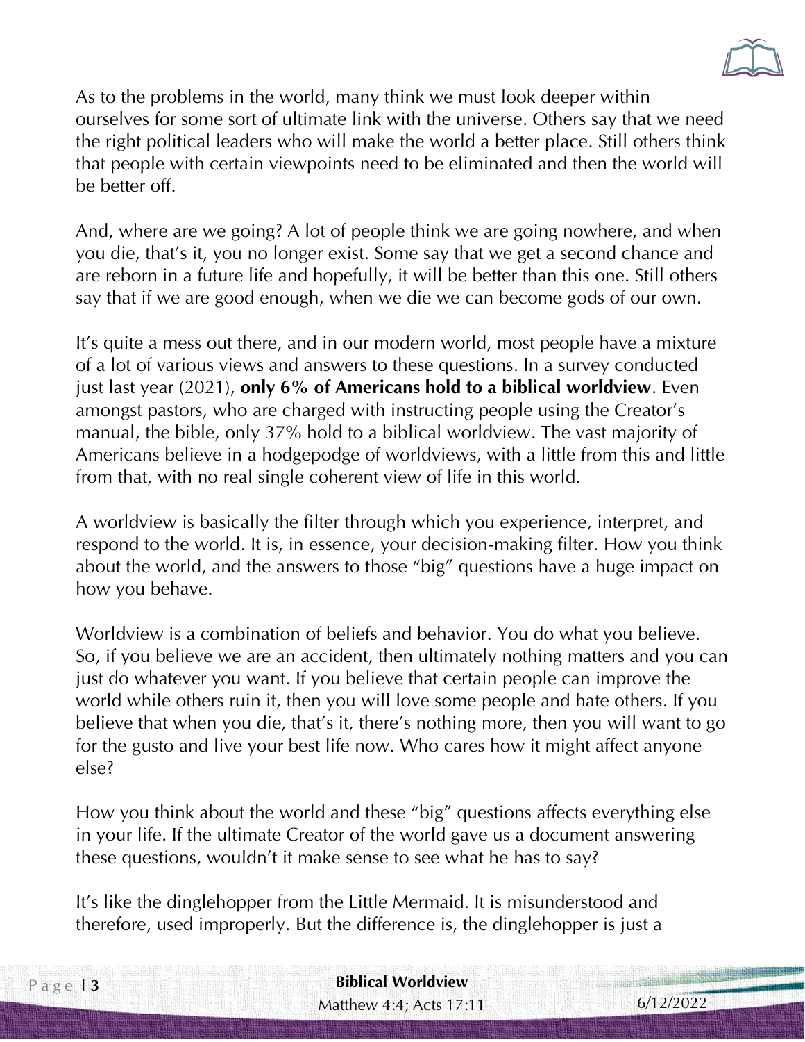As to the problems in the world, many think we must look deeper within ourselves for some sort of ultimate link with the universe. Others say that we need the right political leaders who will make the world a better place. Still others think that people with certain viewpoints need to be eliminated and then the world will be better off.

And, where are we going? A lot of people think we are going nowhere, and when you die, that's it, you no longer exist. Some say that we get a second chance and are reborn in a future life and hopefully, it will be better than this one. Still others say that if we are good enough, when we die we can become gods of our own.

It's quite a mess out there, and in our modern world, most people have a mixture of a lot of various views and answers to these questions. In a survey conducted just last year (2021), **only 6% of Americans hold to a biblical worldview**. Even amongst pastors, who are charged with instructing people using the Creator's manual, the bible, only 37% hold to a biblical worldview. The vast majority of Americans believe in a hodgepodge of worldviews, with a little from this and little from that, with no real single coherent view of life in this world.

A worldview is basically the filter through which you experience, interpret, and respond to the world. It is, in essence, your decision-making filter. How you think about the world, and the answers to those "big" questions have a huge impact on how you behave.

Worldview is a combination of beliefs and behavior. You do what you believe. So, if you believe we are an accident, then ultimately nothing matters and you can just do whatever you want. If you believe that certain people can improve the world while others ruin it, then you will love some people and hate others. If you believe that when you die, that's it, there's nothing more, then you will want to go for the gusto and live your best life now. Who cares how it might affect anyone else?

How you think about the world and these "big" questions affects everything else in your life. If the ultimate Creator of the world gave us a document answering these questions, wouldn't it make sense to see what he has to say?

It's like the dinglehopper from the Little Mermaid. It is misunderstood and therefore, used improperly. But the difference is, the dinglehopper is just a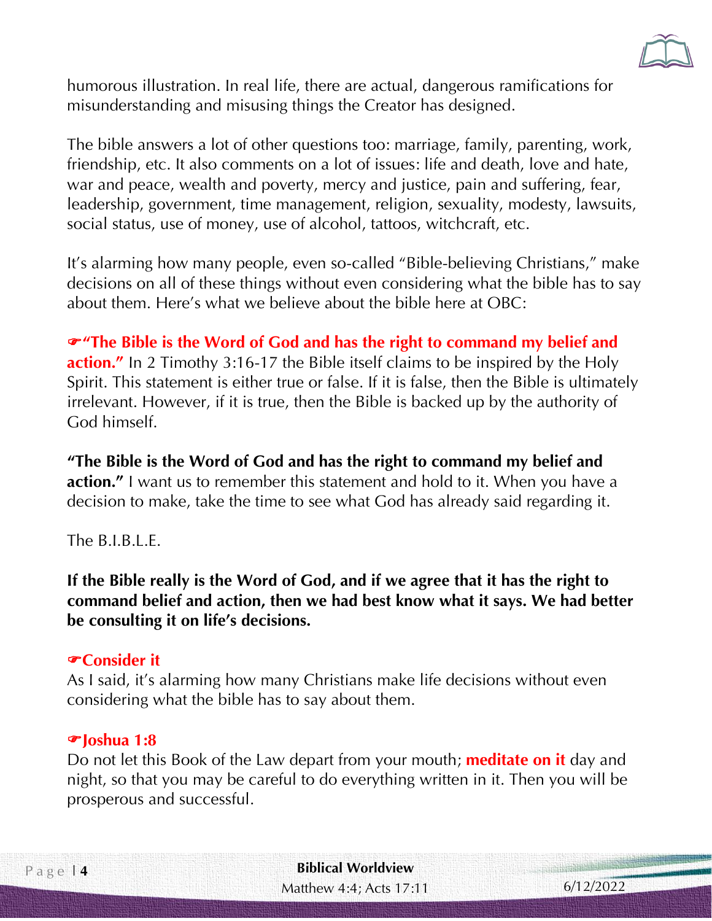humorous illustration. In real life, there are actual, dangerous ramifications for misunderstanding and misusing things the Creator has designed.

The bible answers a lot of other questions too: marriage, family, parenting, work, friendship, etc. It also comments on a lot of issues: life and death, love and hate, war and peace, wealth and poverty, mercy and justice, pain and suffering, fear, leadership, government, time management, religion, sexuality, modesty, lawsuits, social status, use of money, use of alcohol, tattoos, witchcraft, etc.

It's alarming how many people, even so-called "Bible-believing Christians," make decisions on all of these things without even considering what the bible has to say about them. Here's what we believe about the bible here at OBC:

☞**"The Bible is the Word of God and has the right to command my belief and action."** In 2 Timothy 3:16-17 the Bible itself claims to be inspired by the Holy Spirit. This statement is either true or false. If it is false, then the Bible is ultimately irrelevant. However, if it is true, then the Bible is backed up by the authority of God himself.

**"The Bible is the Word of God and has the right to command my belief and action."** I want us to remember this statement and hold to it. When you have a decision to make, take the time to see what God has already said regarding it.

The B.I.B.L.E.

**If the Bible really is the Word of God, and if we agree that it has the right to command belief and action, then we had best know what it says. We had better be consulting it on life's decisions.**

### ☞Consider it

As I said, it's alarming how many Christians make life decisions without even considering what the bible has to say about them.

### ☞Joshua 1:8

Do not let this Book of the Law depart from your mouth; **meditate on it** day and night, so that you may be careful to do everything written in it. Then you will be prosperous and successful.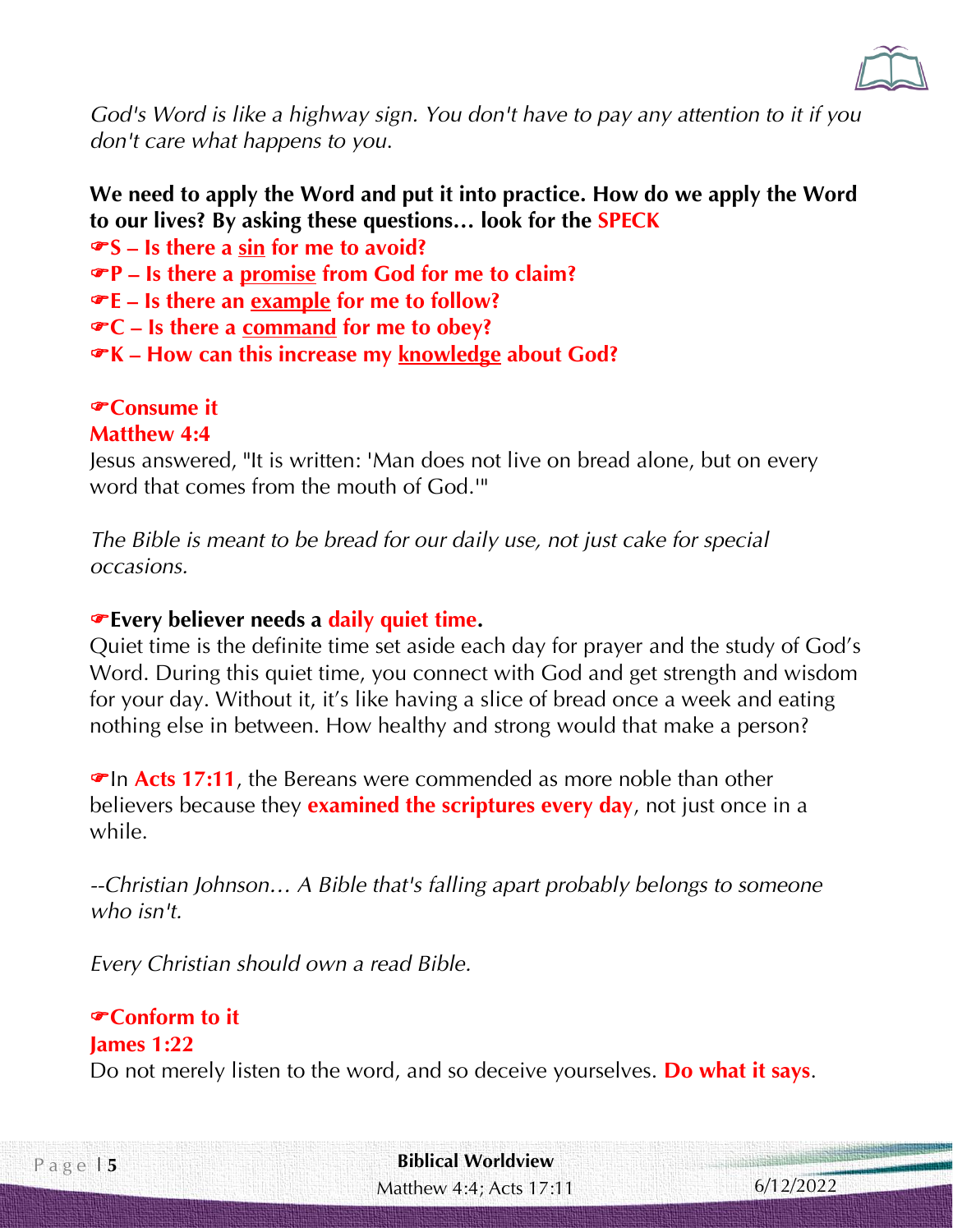*God's Word is like a highway sign. You don't have to pay any attention to it if you don't care what happens to you.*

**We need to apply the Word and put it into practice. How do we apply the Word to our lives? By asking these questions… look for the SPECK**

- ☞**S – Is there a <u>sin</u> for me to avoid?**
- ☞**P – Is there a <u>promise</u> from God for me to claim?**
- ☞**E – Is there an <u>example</u> for me to follow?**
- ☞**C – Is there a <u>command</u> for me to obey?**
- ☞**K – How can this increase my <u>knowledge</u> about God?**

**☞Consume it**

**Matthew 4:4**

Jesus answered, "It is written: 'Man does not live on bread alone, but on every word that comes from the mouth of God.'"

*The Bible is meant to be bread for our daily use, not just cake for special occasions.*

**☞Every believer needs a daily quiet time.**

Quiet time is the definite time set aside each day for prayer and the study of God's Word. During this quiet time, you connect with God and get strength and wisdom for your day. Without it, it's like having a slice of bread once a week and eating nothing else in between. How healthy and strong would that make a person?

☞In **Acts 17:11**, the Bereans were commended as more noble than other believers because they **examined the scriptures every day**, not just once in a while.

*--Christian Johnson… A Bible that's falling apart probably belongs to someone who isn't.*

*Every Christian should own a read Bible.*

**☞Conform to it**

**James 1:22**

Do not merely listen to the word, and so deceive yourselves. **Do what it says**.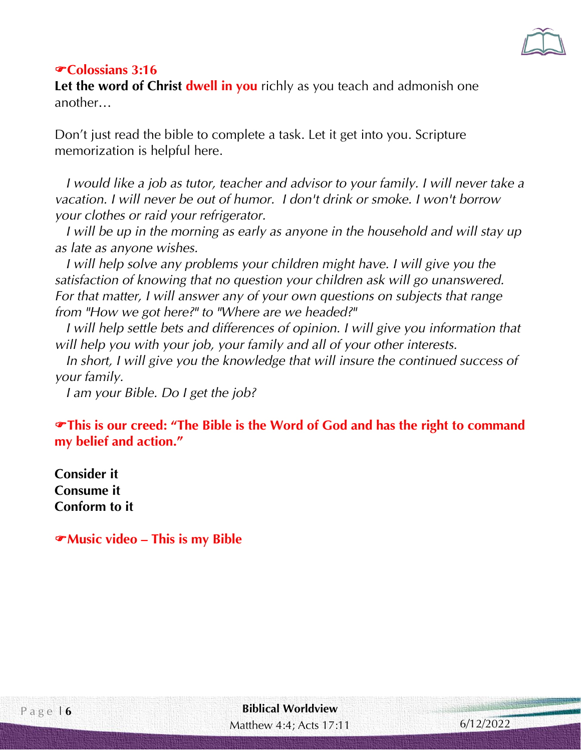**☛Colossians 3:16**
**Let the word of Christ dwell in you** richly as you teach and admonish one another…

Don't just read the bible to complete a task. Let it get into you. Scripture memorization is helpful here.

*I would like a job as tutor, teacher and advisor to your family. I will never take a vacation. I will never be out of humor. I don't drink or smoke. I won't borrow your clothes or raid your refrigerator.*

*I will be up in the morning as early as anyone in the household and will stay up as late as anyone wishes.*

*I will help solve any problems your children might have. I will give you the satisfaction of knowing that no question your children ask will go unanswered. For that matter, I will answer any of your own questions on subjects that range from "How we got here?" to "Where are we headed?"*

*I will help settle bets and differences of opinion. I will give you information that will help you with your job, your family and all of your other interests.*

*In short, I will give you the knowledge that will insure the continued success of your family.*

*I am your Bible. Do I get the job?*

**☛This is our creed: "The Bible is the Word of God and has the right to command my belief and action."**

**Consider it**
**Consume it**
**Conform to it**

**☛Music video – This is my Bible**